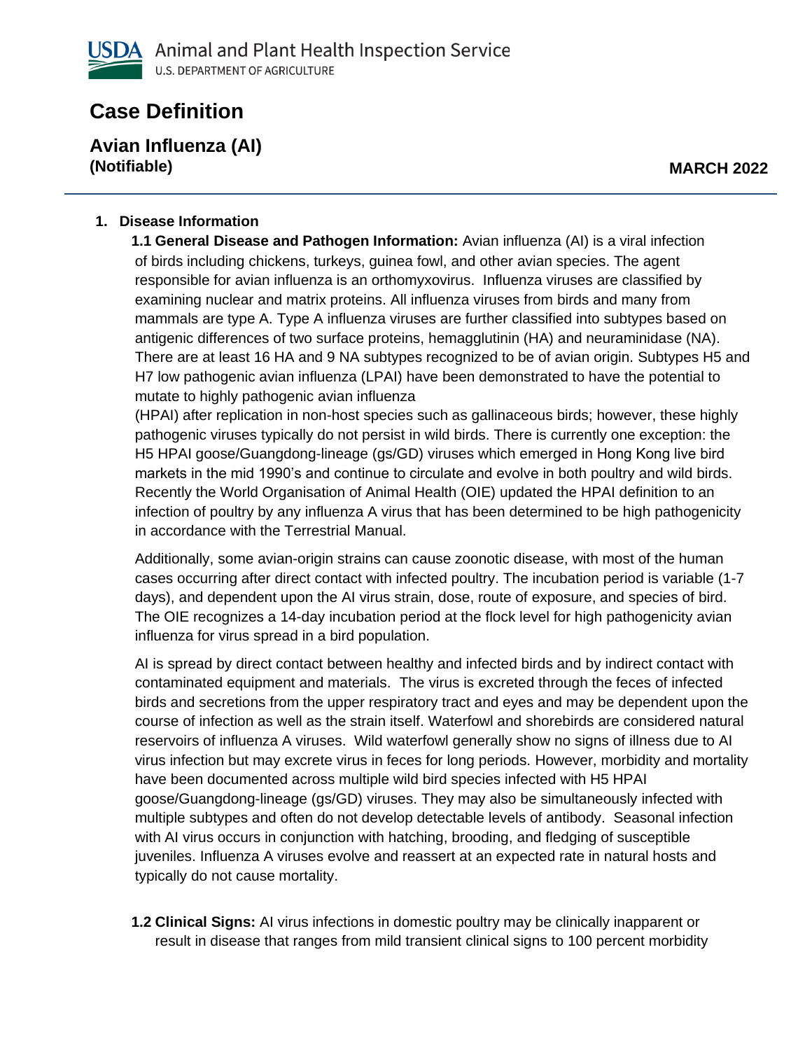USDA Animal and Plant Health Inspection Service
U.S. DEPARTMENT OF AGRICULTURE

# Case Definition

## Avian Influenza (AI)

**(Notifiable)**

**MARCH 2022**

---

### 1. Disease Information

**1.1 General Disease and Pathogen Information:** Avian influenza (AI) is a viral infection of birds including chickens, turkeys, guinea fowl, and other avian species. The agent responsible for avian influenza is an orthomyxovirus. Influenza viruses are classified by examining nuclear and matrix proteins. All influenza viruses from birds and many from mammals are type A. Type A influenza viruses are further classified into subtypes based on antigenic differences of two surface proteins, hemagglutinin (HA) and neuraminidase (NA). There are at least 16 HA and 9 NA subtypes recognized to be of avian origin. Subtypes H5 and H7 low pathogenic avian influenza (LPAI) have been demonstrated to have the potential to mutate to highly pathogenic avian influenza (HPAI) after replication in non-host species such as gallinaceous birds; however, these highly pathogenic viruses typically do not persist in wild birds. There is currently one exception: the H5 HPAI goose/Guangdong-lineage (gs/GD) viruses which emerged in Hong Kong live bird markets in the mid 1990's and continue to circulate and evolve in both poultry and wild birds. Recently the World Organisation of Animal Health (OIE) updated the HPAI definition to an infection of poultry by any influenza A virus that has been determined to be high pathogenicity in accordance with the Terrestrial Manual.

Additionally, some avian-origin strains can cause zoonotic disease, with most of the human cases occurring after direct contact with infected poultry. The incubation period is variable (1-7 days), and dependent upon the AI virus strain, dose, route of exposure, and species of bird. The OIE recognizes a 14-day incubation period at the flock level for high pathogenicity avian influenza for virus spread in a bird population.

AI is spread by direct contact between healthy and infected birds and by indirect contact with contaminated equipment and materials. The virus is excreted through the feces of infected birds and secretions from the upper respiratory tract and eyes and may be dependent upon the course of infection as well as the strain itself. Waterfowl and shorebirds are considered natural reservoirs of influenza A viruses. Wild waterfowl generally show no signs of illness due to AI virus infection but may excrete virus in feces for long periods. However, morbidity and mortality have been documented across multiple wild bird species infected with H5 HPAI goose/Guangdong-lineage (gs/GD) viruses. They may also be simultaneously infected with multiple subtypes and often do not develop detectable levels of antibody. Seasonal infection with AI virus occurs in conjunction with hatching, brooding, and fledging of susceptible juveniles. Influenza A viruses evolve and reassert at an expected rate in natural hosts and typically do not cause mortality.

**1.2 Clinical Signs:** AI virus infections in domestic poultry may be clinically inapparent or result in disease that ranges from mild transient clinical signs to 100 percent morbidity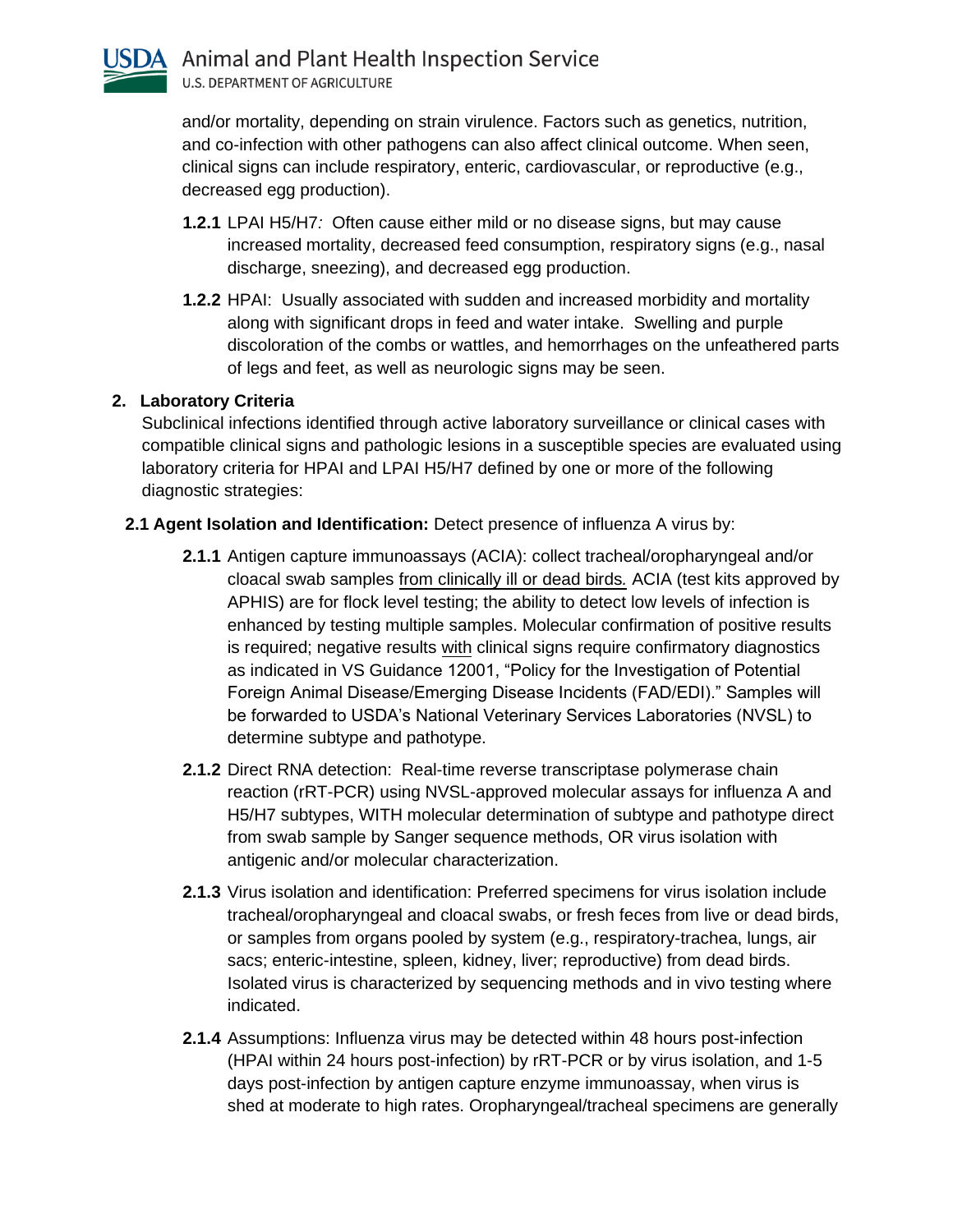and/or mortality, depending on strain virulence. Factors such as genetics, nutrition, and co-infection with other pathogens can also affect clinical outcome. When seen, clinical signs can include respiratory, enteric, cardiovascular, or reproductive (e.g., decreased egg production).

**1.2.1** LPAI H5/H7*:* Often cause either mild or no disease signs, but may cause increased mortality, decreased feed consumption, respiratory signs (e.g., nasal discharge, sneezing), and decreased egg production.

**1.2.2** HPAI: Usually associated with sudden and increased morbidity and mortality along with significant drops in feed and water intake. Swelling and purple discoloration of the combs or wattles, and hemorrhages on the unfeathered parts of legs and feet, as well as neurologic signs may be seen.

## 2. Laboratory Criteria

Subclinical infections identified through active laboratory surveillance or clinical cases with compatible clinical signs and pathologic lesions in a susceptible species are evaluated using laboratory criteria for HPAI and LPAI H5/H7 defined by one or more of the following diagnostic strategies:

**2.1 Agent Isolation and Identification:** Detect presence of influenza A virus by:

**2.1.1** Antigen capture immunoassays (ACIA): collect tracheal/oropharyngeal and/or cloacal swab samples <u>from clinically ill or dead birds</u>*.* ACIA (test kits approved by APHIS) are for flock level testing; the ability to detect low levels of infection is enhanced by testing multiple samples. Molecular confirmation of positive results is required; negative results <u>with</u> clinical signs require confirmatory diagnostics as indicated in VS Guidance 12001, "Policy for the Investigation of Potential Foreign Animal Disease/Emerging Disease Incidents (FAD/EDI)." Samples will be forwarded to USDA's National Veterinary Services Laboratories (NVSL) to determine subtype and pathotype.

**2.1.2** Direct RNA detection: Real-time reverse transcriptase polymerase chain reaction (rRT-PCR) using NVSL-approved molecular assays for influenza A and H5/H7 subtypes, WITH molecular determination of subtype and pathotype direct from swab sample by Sanger sequence methods, OR virus isolation with antigenic and/or molecular characterization.

**2.1.3** Virus isolation and identification: Preferred specimens for virus isolation include tracheal/oropharyngeal and cloacal swabs, or fresh feces from live or dead birds, or samples from organs pooled by system (e.g., respiratory-trachea, lungs, air sacs; enteric-intestine, spleen, kidney, liver; reproductive) from dead birds. Isolated virus is characterized by sequencing methods and in vivo testing where indicated.

**2.1.4** Assumptions: Influenza virus may be detected within 48 hours post-infection (HPAI within 24 hours post-infection) by rRT-PCR or by virus isolation, and 1-5 days post-infection by antigen capture enzyme immunoassay, when virus is shed at moderate to high rates. Oropharyngeal/tracheal specimens are generally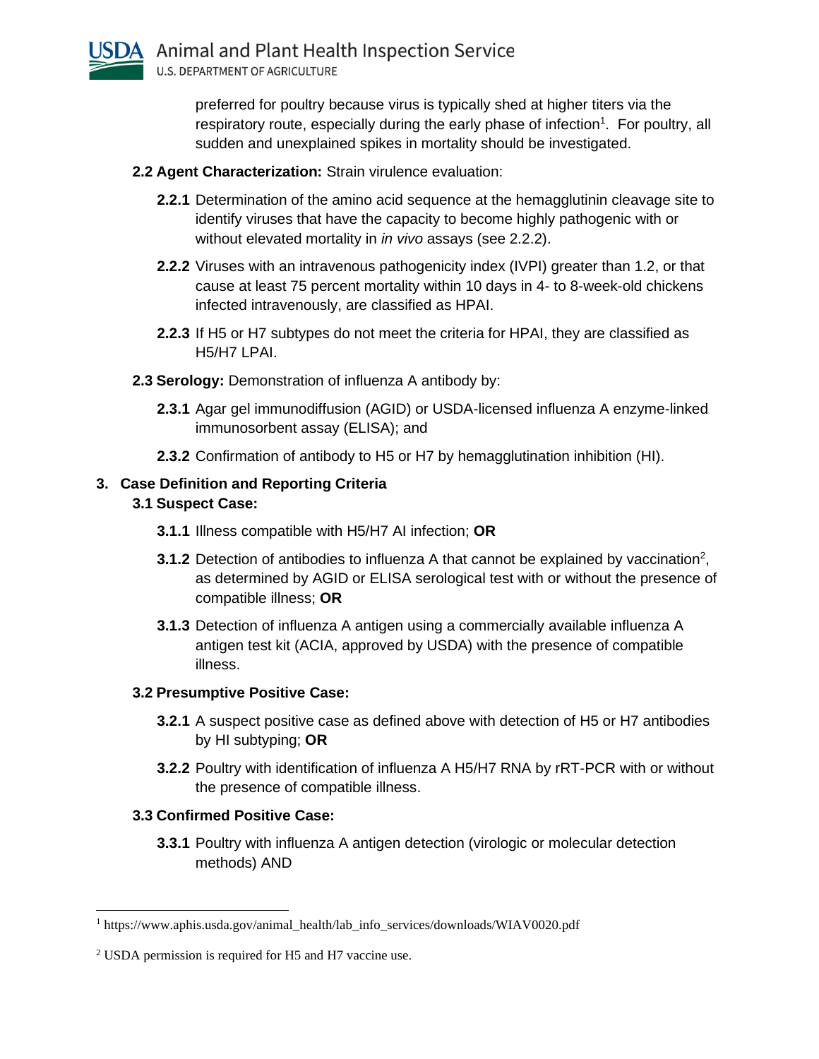preferred for poultry because virus is typically shed at higher titers via the respiratory route, especially during the early phase of infection[1]. For poultry, all sudden and unexplained spikes in mortality should be investigated.

**2.2 Agent Characterization:** Strain virulence evaluation:

**2.2.1** Determination of the amino acid sequence at the hemagglutinin cleavage site to identify viruses that have the capacity to become highly pathogenic with or without elevated mortality in *in vivo* assays (see 2.2.2).

**2.2.2** Viruses with an intravenous pathogenicity index (IVPI) greater than 1.2, or that cause at least 75 percent mortality within 10 days in 4- to 8-week-old chickens infected intravenously, are classified as HPAI.

**2.2.3** If H5 or H7 subtypes do not meet the criteria for HPAI, they are classified as H5/H7 LPAI.

**2.3 Serology:** Demonstration of influenza A antibody by:

**2.3.1** Agar gel immunodiffusion (AGID) or USDA-licensed influenza A enzyme-linked immunosorbent assay (ELISA); and

**2.3.2** Confirmation of antibody to H5 or H7 by hemagglutination inhibition (HI).

## 3. Case Definition and Reporting Criteria

### 3.1 Suspect Case:

**3.1.1** Illness compatible with H5/H7 AI infection; **OR**

**3.1.2** Detection of antibodies to influenza A that cannot be explained by vaccination[2], as determined by AGID or ELISA serological test with or without the presence of compatible illness; **OR**

**3.1.3** Detection of influenza A antigen using a commercially available influenza A antigen test kit (ACIA, approved by USDA) with the presence of compatible illness.

### 3.2 Presumptive Positive Case:

**3.2.1** A suspect positive case as defined above with detection of H5 or H7 antibodies by HI subtyping; **OR**

**3.2.2** Poultry with identification of influenza A H5/H7 RNA by rRT-PCR with or without the presence of compatible illness.

### 3.3 Confirmed Positive Case:

**3.3.1** Poultry with influenza A antigen detection (virologic or molecular detection methods) AND

---

[1] https://www.aphis.usda.gov/animal_health/lab_info_services/downloads/WIAV0020.pdf

[2] USDA permission is required for H5 and H7 vaccine use.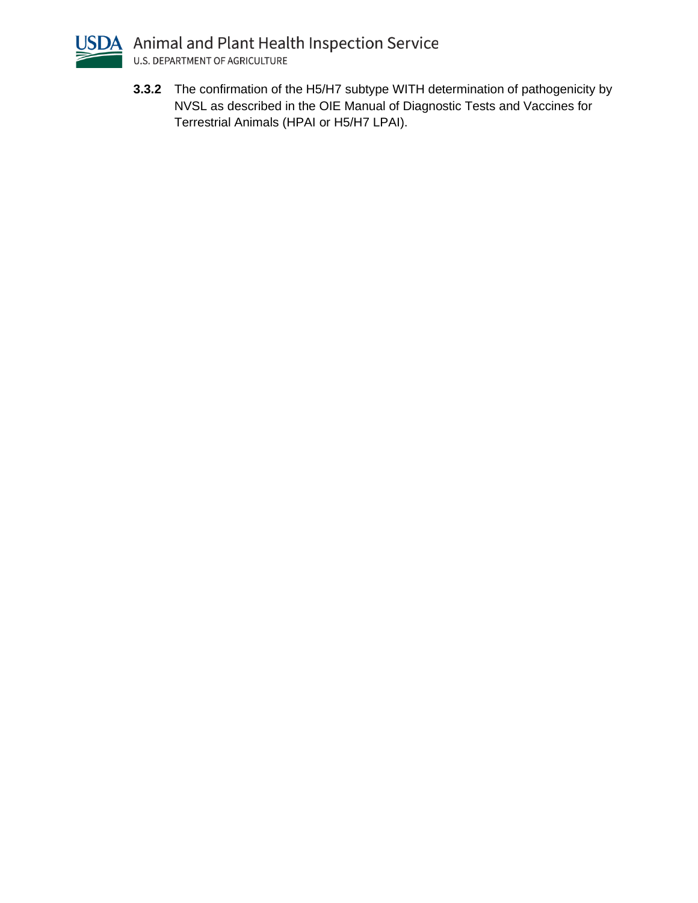**3.3.2** The confirmation of the H5/H7 subtype WITH determination of pathogenicity by NVSL as described in the OIE Manual of Diagnostic Tests and Vaccines for Terrestrial Animals (HPAI or H5/H7 LPAI).